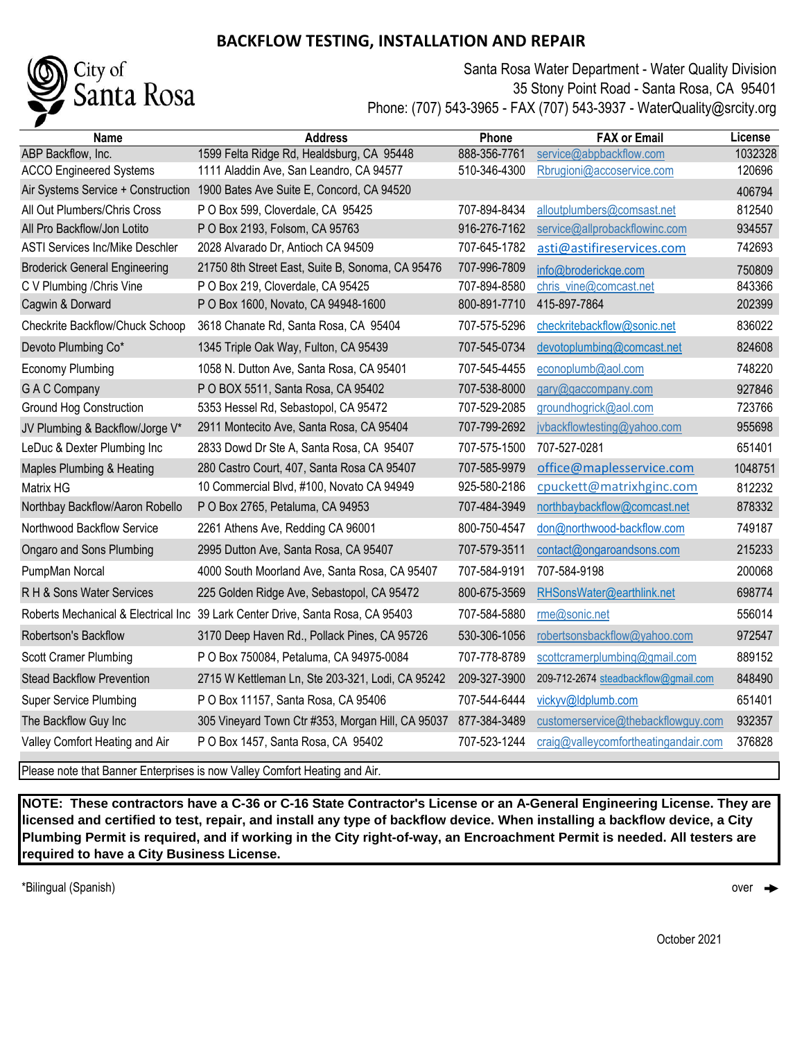# BACKFLOW TESTING, INSTALLATION AND REPAIR

City of Santa Rosa

Santa Rosa Water Department - Water Quality Division
35 Stony Point Road - Santa Rosa, CA 95401
Phone: (707) 543-3965 - FAX (707) 543-3937 - WaterQuality@srcity.org

| Name | Address | Phone | FAX or Email | License |
|---|---|---|---|---|
| ABP Backflow, Inc. | 1599 Felta Ridge Rd, Healdsburg, CA 95448 | 888-356-7761 | service@abpbackflow.com | 1032328 |
| ACCO Engineered Systems | 1111 Aladdin Ave, San Leandro, CA 94577 | 510-346-4300 | Rbrugioni@accoservice.com | 120696 |
| Air Systems Service + Construction | 1900 Bates Ave Suite E, Concord, CA 94520 | | | 406794 |
| All Out Plumbers/Chris Cross | P O Box 599, Cloverdale, CA 95425 | 707-894-8434 | alloutplumbers@comsast.net | 812540 |
| All Pro Backflow/Jon Lotito | P O Box 2193, Folsom, CA 95763 | 916-276-7162 | service@allprobackflowinc.com | 934557 |
| ASTI Services Inc/Mike Deschler | 2028 Alvarado Dr, Antioch CA 94509 | 707-645-1782 | asti@astifireservices.com | 742693 |
| Broderick General Engineering | 21750 8th Street East, Suite B, Sonoma, CA 95476 | 707-996-7809 | info@broderickge.com | 750809 |
| C V Plumbing /Chris Vine | P O Box 219, Cloverdale, CA 95425 | 707-894-8580 | chris_vine@comcast.net | 843366 |
| Cagwin & Dorward | P O Box 1600, Novato, CA 94948-1600 | 800-891-7710 | 415-897-7864 | 202399 |
| Checkrite Backflow/Chuck Schoop | 3618 Chanate Rd, Santa Rosa, CA 95404 | 707-575-5296 | checkritebackflow@sonic.net | 836022 |
| Devoto Plumbing Co* | 1345 Triple Oak Way, Fulton, CA 95439 | 707-545-0734 | devotoplumbing@comcast.net | 824608 |
| Economy Plumbing | 1058 N. Dutton Ave, Santa Rosa, CA 95401 | 707-545-4455 | econoplumb@aol.com | 748220 |
| G A C Company | P O BOX 5511, Santa Rosa, CA 95402 | 707-538-8000 | gary@gaccompany.com | 927846 |
| Ground Hog Construction | 5353 Hessel Rd, Sebastopol, CA 95472 | 707-529-2085 | groundhogrick@aol.com | 723766 |
| JV Plumbing & Backflow/Jorge V* | 2911 Montecito Ave, Santa Rosa, CA 95404 | 707-799-2692 | jvbackflowtesting@yahoo.com | 955698 |
| LeDuc & Dexter Plumbing Inc | 2833 Dowd Dr Ste A, Santa Rosa, CA 95407 | 707-575-1500 | 707-527-0281 | 651401 |
| Maples Plumbing & Heating | 280 Castro Court, 407, Santa Rosa CA 95407 | 707-585-9979 | office@maplesservice.com | 1048751 |
| Matrix HG | 10 Commercial Blvd, #100, Novato CA 94949 | 925-580-2186 | cpuckett@matrixhginc.com | 812232 |
| Northbay Backflow/Aaron Robello | P O Box 2765, Petaluma, CA 94953 | 707-484-3949 | northbaybackflow@comcast.net | 878332 |
| Northwood Backflow Service | 2261 Athens Ave, Redding CA 96001 | 800-750-4547 | don@northwood-backflow.com | 749187 |
| Ongaro and Sons Plumbing | 2995 Dutton Ave, Santa Rosa, CA 95407 | 707-579-3511 | contact@ongaroandsons.com | 215233 |
| PumpMan Norcal | 4000 South Moorland Ave, Santa Rosa, CA 95407 | 707-584-9191 | 707-584-9198 | 200068 |
| R H & Sons Water Services | 225 Golden Ridge Ave, Sebastopol, CA 95472 | 800-675-3569 | RHSonsWater@earthlink.net | 698774 |
| Roberts Mechanical & Electrical Inc | 39 Lark Center Drive, Santa Rosa, CA 95403 | 707-584-5880 | rme@sonic.net | 556014 |
| Robertson's Backflow | 3170 Deep Haven Rd., Pollack Pines, CA 95726 | 530-306-1056 | robertsonsbackflow@yahoo.com | 972547 |
| Scott Cramer Plumbing | P O Box 750084, Petaluma, CA 94975-0084 | 707-778-8789 | scottcramerplumbing@gmail.com | 889152 |
| Stead Backflow Prevention | 2715 W Kettleman Ln, Ste 203-321, Lodi, CA 95242 | 209-327-3900 | 209-712-2674 steadbackflow@gmail.com | 848490 |
| Super Service Plumbing | P O Box 11157, Santa Rosa, CA 95406 | 707-544-6444 | vickyv@ldplumb.com | 651401 |
| The Backflow Guy Inc | 305 Vineyard Town Ctr #353, Morgan Hill, CA 95037 | 877-384-3489 | customerservice@thebackflowguy.com | 932357 |
| Valley Comfort Heating and Air | P O Box 1457, Santa Rosa, CA 95402 | 707-523-1244 | craig@valleycomfortheatingandair.com | 376828 |

Please note that Banner Enterprises is now Valley Comfort Heating and Air.

**NOTE: These contractors have a C-36 or C-16 State Contractor's License or an A-General Engineering License. They are licensed and certified to test, repair, and install any type of backflow device. When installing a backflow device, a City Plumbing Permit is required, and if working in the City right-of-way, an Encroachment Permit is needed. All testers are required to have a City Business License.**

*Bilingual (Spanish)

over →

October 2021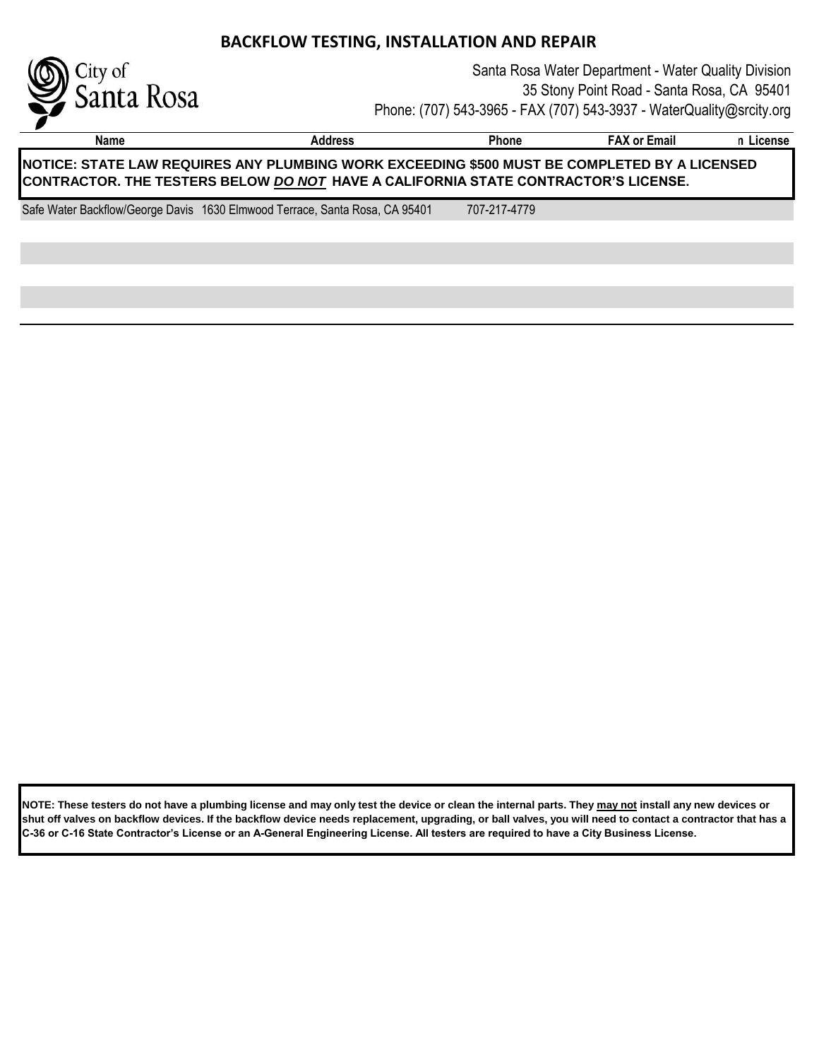## BACKFLOW TESTING, INSTALLATION AND REPAIR

City of Santa Rosa

Santa Rosa Water Department - Water Quality Division
35 Stony Point Road - Santa Rosa, CA 95401
Phone: (707) 543-3965 - FAX (707) 543-3937 - WaterQuality@srcity.org

| Name | Address | Phone | FAX or Email | n License |
|---|---|---|---|---|
| **NOTICE: STATE LAW REQUIRES ANY PLUMBING WORK EXCEEDING $500 MUST BE COMPLETED BY A LICENSED CONTRACTOR. THE TESTERS BELOW *DO NOT* HAVE A CALIFORNIA STATE CONTRACTOR'S LICENSE.** | | | | |
| Safe Water Backflow/George Davis | 1630 Elmwood Terrace, Santa Rosa, CA 95401 | 707-217-4779 | | |

**NOTE: These testers do not have a plumbing license and may only test the device or clean the internal parts. They may not install any new devices or shut off valves on backflow devices. If the backflow device needs replacement, upgrading, or ball valves, you will need to contact a contractor that has a C-36 or C-16 State Contractor's License or an A-General Engineering License. All testers are required to have a City Business License.**